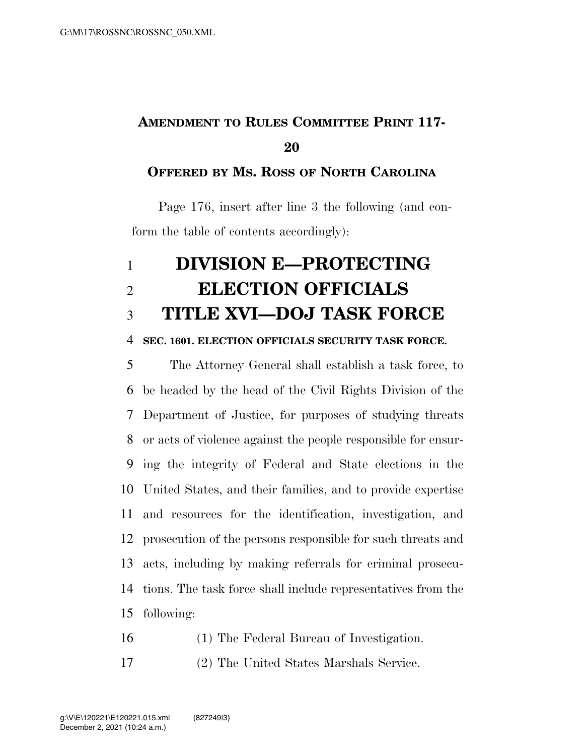**AMENDMENT TO RULES COMMITTEE PRINT 117-20**

**OFFERED BY MS. ROSS OF NORTH CAROLINA**

Page 176, insert after line 3 the following (and conform the table of contents accordingly):

# DIVISION E—PROTECTING ELECTION OFFICIALS

# TITLE XVI—DOJ TASK FORCE

**SEC. 1601. ELECTION OFFICIALS SECURITY TASK FORCE.**

The Attorney General shall establish a task force, to be headed by the head of the Civil Rights Division of the Department of Justice, for purposes of studying threats or acts of violence against the people responsible for ensuring the integrity of Federal and State elections in the United States, and their families, and to provide expertise and resources for the identification, investigation, and prosecution of the persons responsible for such threats and acts, including by making referrals for criminal prosecutions. The task force shall include representatives from the following:

(1) The Federal Bureau of Investigation.

(2) The United States Marshals Service.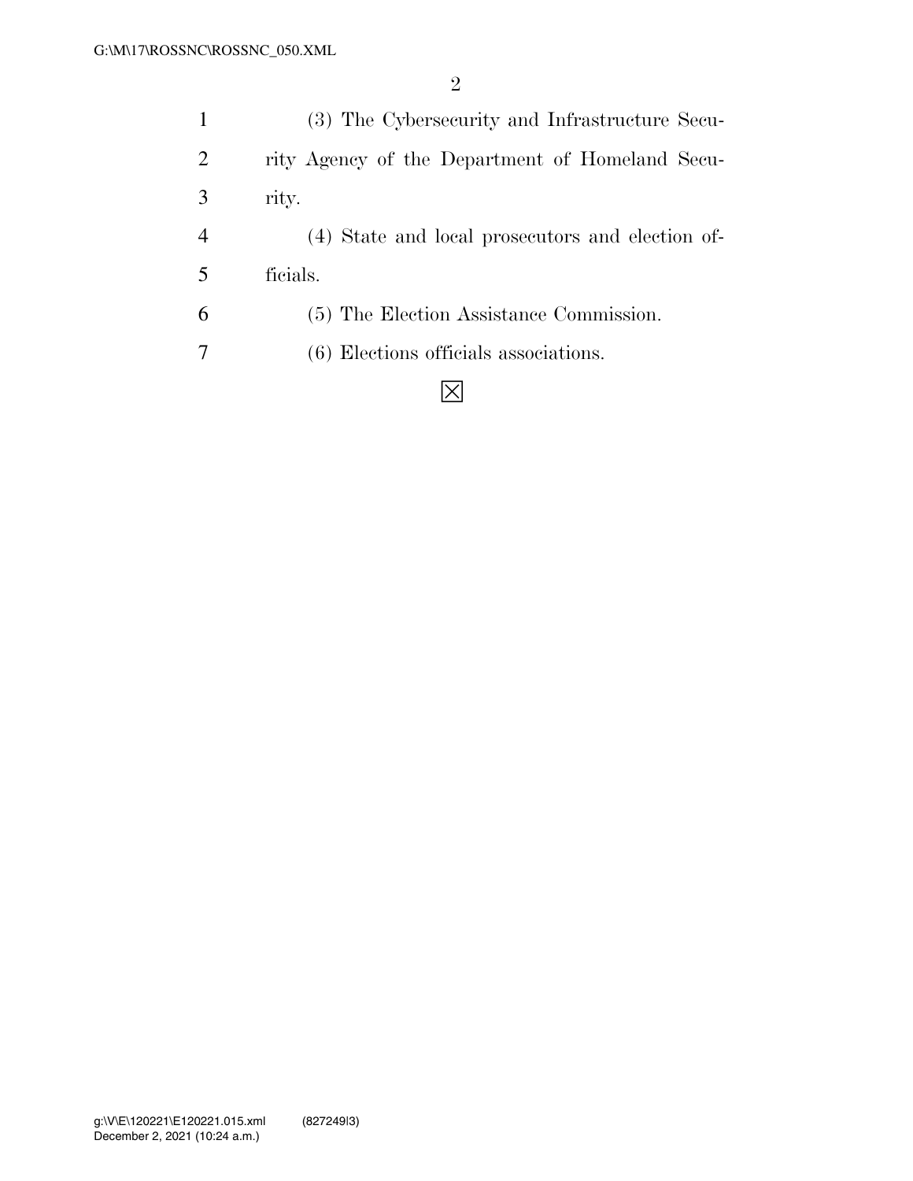(3) The Cybersecurity and Infrastructure Security Agency of the Department of Homeland Security.

(4) State and local prosecutors and election officials.

(5) The Election Assistance Commission.

(6) Elections officials associations.